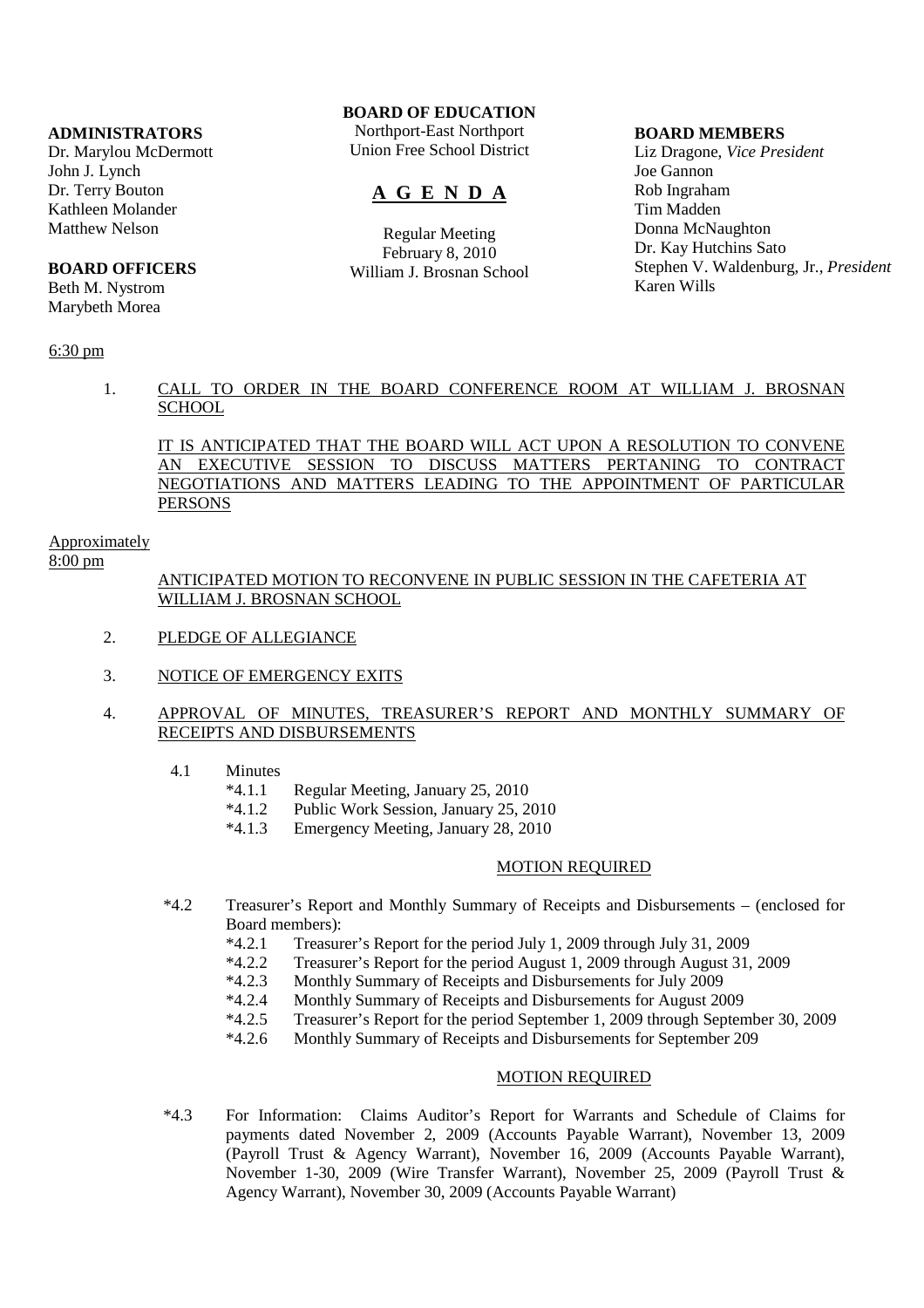**BOARD OF EDUCATION**
Northport-East Northport
Union Free School District

# A G E N D A

Regular Meeting
February 8, 2010
William J. Brosnan School

**ADMINISTRATORS**
Dr. Marylou McDermott
John J. Lynch
Dr. Terry Bouton
Kathleen Molander
Matthew Nelson

**BOARD OFFICERS**
Beth M. Nystrom
Marybeth Morea

**BOARD MEMBERS**
Liz Dragone, *Vice President*
Joe Gannon
Rob Ingraham
Tim Madden
Donna McNaughton
Dr. Kay Hutchins Sato
Stephen V. Waldenburg, Jr., *President*
Karen Wills

6:30 pm

1. CALL TO ORDER IN THE BOARD CONFERENCE ROOM AT WILLIAM J. BROSNAN SCHOOL

   IT IS ANTICIPATED THAT THE BOARD WILL ACT UPON A RESOLUTION TO CONVENE AN EXECUTIVE SESSION TO DISCUSS MATTERS PERTANING TO CONTRACT NEGOTIATIONS AND MATTERS LEADING TO THE APPOINTMENT OF PARTICULAR PERSONS

Approximately
8:00 pm

   ANTICIPATED MOTION TO RECONVENE IN PUBLIC SESSION IN THE CAFETERIA AT WILLIAM J. BROSNAN SCHOOL

2. PLEDGE OF ALLEGIANCE

3. NOTICE OF EMERGENCY EXITS

4. APPROVAL OF MINUTES, TREASURER'S REPORT AND MONTHLY SUMMARY OF RECEIPTS AND DISBURSEMENTS

   4.1 Minutes
   - *4.1.1 Regular Meeting, January 25, 2010
   - *4.1.2 Public Work Session, January 25, 2010
   - *4.1.3 Emergency Meeting, January 28, 2010

   MOTION REQUIRED

   *4.2 Treasurer's Report and Monthly Summary of Receipts and Disbursements – (enclosed for Board members):
   - *4.2.1 Treasurer's Report for the period July 1, 2009 through July 31, 2009
   - *4.2.2 Treasurer's Report for the period August 1, 2009 through August 31, 2009
   - *4.2.3 Monthly Summary of Receipts and Disbursements for July 2009
   - *4.2.4 Monthly Summary of Receipts and Disbursements for August 2009
   - *4.2.5 Treasurer's Report for the period September 1, 2009 through September 30, 2009
   - *4.2.6 Monthly Summary of Receipts and Disbursements for September 209

   MOTION REQUIRED

   *4.3 For Information: Claims Auditor's Report for Warrants and Schedule of Claims for payments dated November 2, 2009 (Accounts Payable Warrant), November 13, 2009 (Payroll Trust & Agency Warrant), November 16, 2009 (Accounts Payable Warrant), November 1-30, 2009 (Wire Transfer Warrant), November 25, 2009 (Payroll Trust & Agency Warrant), November 30, 2009 (Accounts Payable Warrant)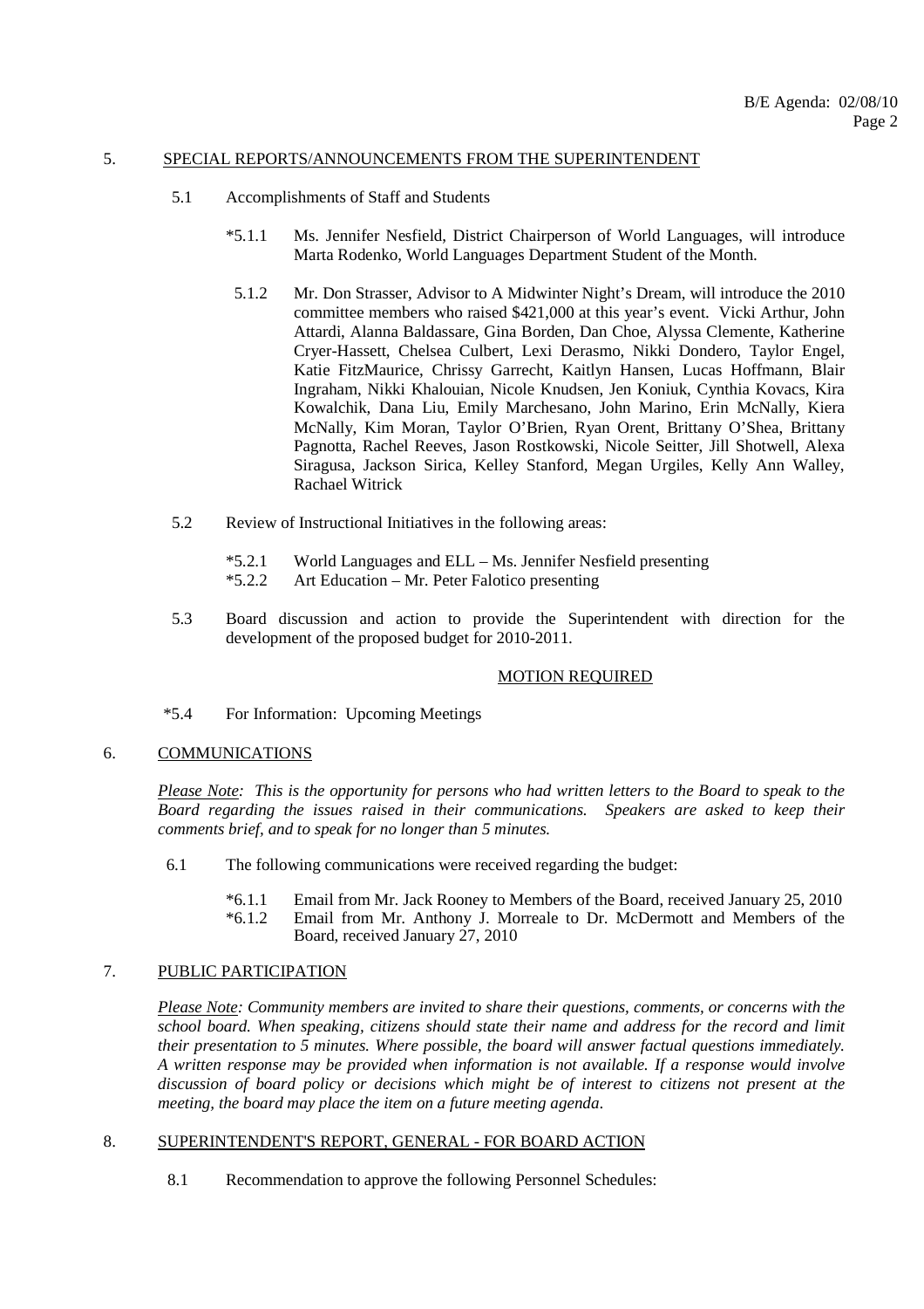## 5. SPECIAL REPORTS/ANNOUNCEMENTS FROM THE SUPERINTENDENT

5.1 Accomplishments of Staff and Students

*5.1.1 Ms. Jennifer Nesfield, District Chairperson of World Languages, will introduce Marta Rodenko, World Languages Department Student of the Month.

5.1.2 Mr. Don Strasser, Advisor to A Midwinter Night's Dream, will introduce the 2010 committee members who raised $421,000 at this year's event. Vicki Arthur, John Attardi, Alanna Baldassare, Gina Borden, Dan Choe, Alyssa Clemente, Katherine Cryer-Hassett, Chelsea Culbert, Lexi Derasmo, Nikki Dondero, Taylor Engel, Katie FitzMaurice, Chrissy Garrecht, Kaitlyn Hansen, Lucas Hoffmann, Blair Ingraham, Nikki Khalouian, Nicole Knudsen, Jen Koniuk, Cynthia Kovacs, Kira Kowalchik, Dana Liu, Emily Marchesano, John Marino, Erin McNally, Kiera McNally, Kim Moran, Taylor O'Brien, Ryan Orent, Brittany O'Shea, Brittany Pagnotta, Rachel Reeves, Jason Rostkowski, Nicole Seitter, Jill Shotwell, Alexa Siragusa, Jackson Sirica, Kelley Stanford, Megan Urgiles, Kelly Ann Walley, Rachael Witrick

5.2 Review of Instructional Initiatives in the following areas:

*5.2.1 World Languages and ELL – Ms. Jennifer Nesfield presenting
*5.2.2 Art Education – Mr. Peter Falotico presenting

5.3 Board discussion and action to provide the Superintendent with direction for the development of the proposed budget for 2010-2011.

MOTION REQUIRED

*5.4 For Information: Upcoming Meetings

## 6. COMMUNICATIONS

*Please Note: This is the opportunity for persons who had written letters to the Board to speak to the Board regarding the issues raised in their communications. Speakers are asked to keep their comments brief, and to speak for no longer than 5 minutes.*

6.1 The following communications were received regarding the budget:

*6.1.1 Email from Mr. Jack Rooney to Members of the Board, received January 25, 2010
*6.1.2 Email from Mr. Anthony J. Morreale to Dr. McDermott and Members of the Board, received January 27, 2010

## 7. PUBLIC PARTICIPATION

*Please Note: Community members are invited to share their questions, comments, or concerns with the school board. When speaking, citizens should state their name and address for the record and limit their presentation to 5 minutes. Where possible, the board will answer factual questions immediately. A written response may be provided when information is not available. If a response would involve discussion of board policy or decisions which might be of interest to citizens not present at the meeting, the board may place the item on a future meeting agenda.*

## 8. SUPERINTENDENT'S REPORT, GENERAL - FOR BOARD ACTION

8.1 Recommendation to approve the following Personnel Schedules: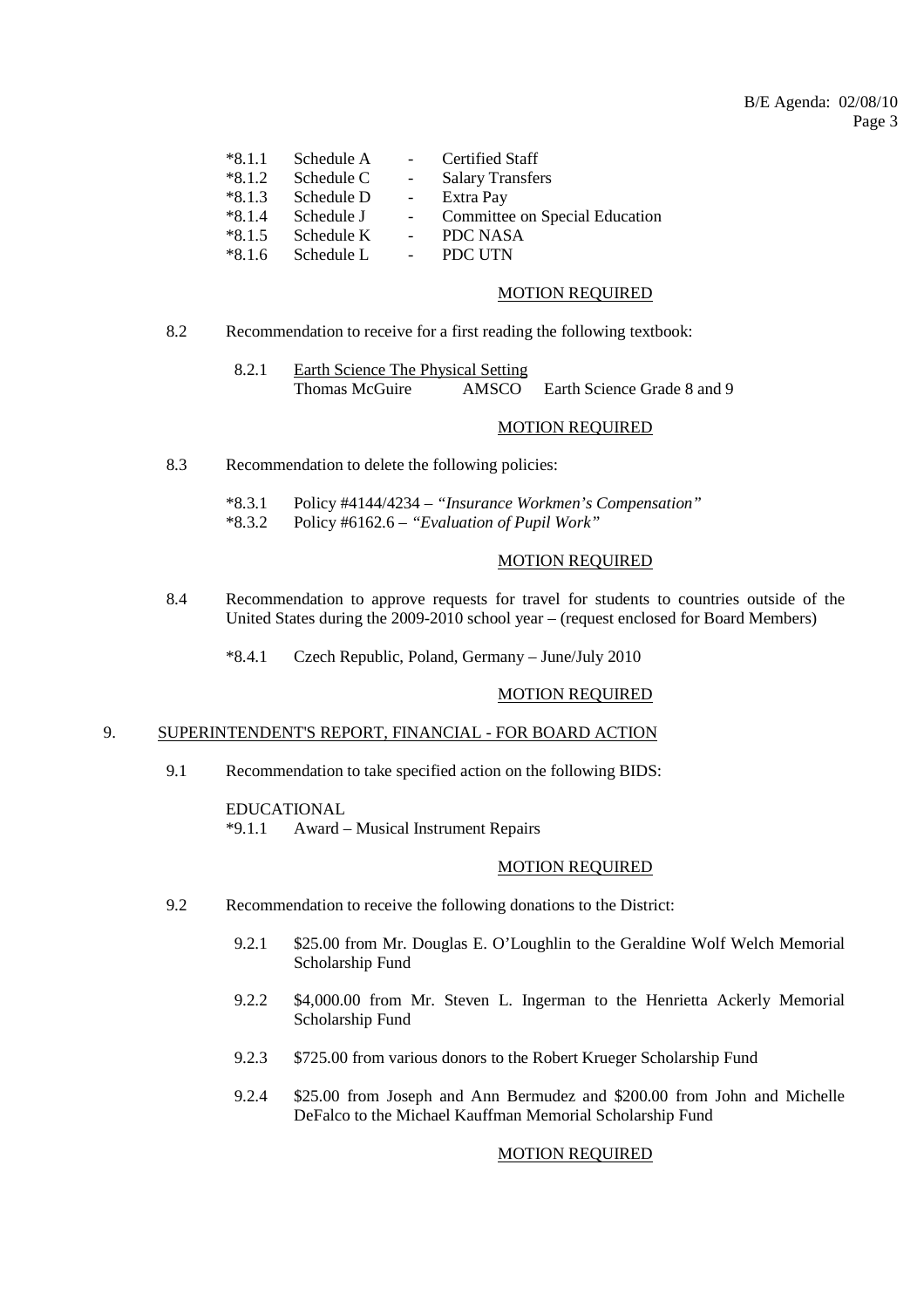*8.1.1 Schedule A - Certified Staff
*8.1.2 Schedule C - Salary Transfers
*8.1.3 Schedule D - Extra Pay
*8.1.4 Schedule J - Committee on Special Education
*8.1.5 Schedule K - PDC NASA
*8.1.6 Schedule L - PDC UTN

MOTION REQUIRED

8.2 Recommendation to receive for a first reading the following textbook:

8.2.1 Earth Science The Physical Setting
Thomas McGuire AMSCO Earth Science Grade 8 and 9

MOTION REQUIRED

8.3 Recommendation to delete the following policies:

*8.3.1 Policy #4144/4234 – *"Insurance Workmen's Compensation"*
*8.3.2 Policy #6162.6 – *"Evaluation of Pupil Work"*

MOTION REQUIRED

8.4 Recommendation to approve requests for travel for students to countries outside of the United States during the 2009-2010 school year – (request enclosed for Board Members)

*8.4.1 Czech Republic, Poland, Germany – June/July 2010

MOTION REQUIRED

9. SUPERINTENDENT'S REPORT, FINANCIAL - FOR BOARD ACTION

9.1 Recommendation to take specified action on the following BIDS:

EDUCATIONAL
*9.1.1 Award – Musical Instrument Repairs

MOTION REQUIRED

9.2 Recommendation to receive the following donations to the District:

9.2.1 $25.00 from Mr. Douglas E. O'Loughlin to the Geraldine Wolf Welch Memorial Scholarship Fund

9.2.2 $4,000.00 from Mr. Steven L. Ingerman to the Henrietta Ackerly Memorial Scholarship Fund

9.2.3 $725.00 from various donors to the Robert Krueger Scholarship Fund

9.2.4 $25.00 from Joseph and Ann Bermudez and $200.00 from John and Michelle DeFalco to the Michael Kauffman Memorial Scholarship Fund

MOTION REQUIRED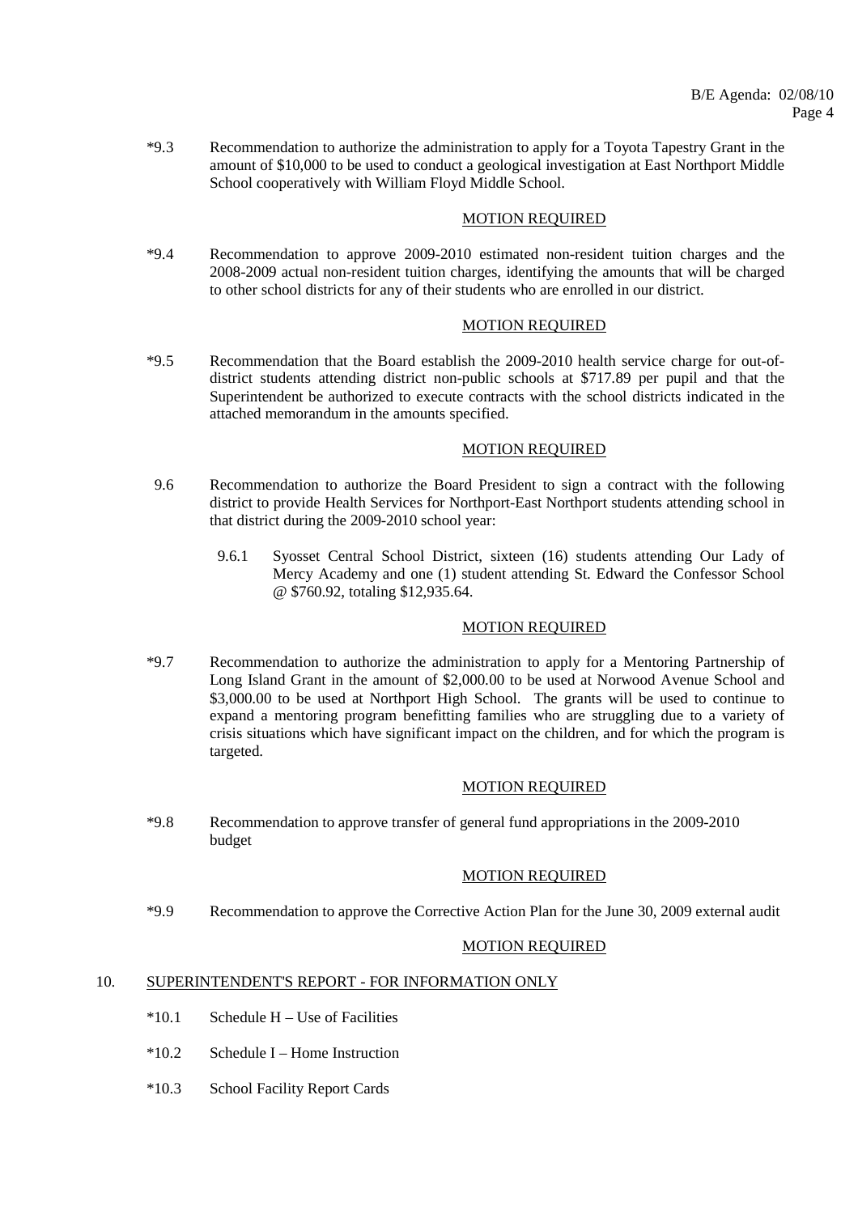*9.3 Recommendation to authorize the administration to apply for a Toyota Tapestry Grant in the amount of $10,000 to be used to conduct a geological investigation at East Northport Middle School cooperatively with William Floyd Middle School.

<u>MOTION REQUIRED</u>

*9.4 Recommendation to approve 2009-2010 estimated non-resident tuition charges and the 2008-2009 actual non-resident tuition charges, identifying the amounts that will be charged to other school districts for any of their students who are enrolled in our district.

<u>MOTION REQUIRED</u>

*9.5 Recommendation that the Board establish the 2009-2010 health service charge for out-of-district students attending district non-public schools at $717.89 per pupil and that the Superintendent be authorized to execute contracts with the school districts indicated in the attached memorandum in the amounts specified.

<u>MOTION REQUIRED</u>

9.6 Recommendation to authorize the Board President to sign a contract with the following district to provide Health Services for Northport-East Northport students attending school in that district during the 2009-2010 school year:

9.6.1 Syosset Central School District, sixteen (16) students attending Our Lady of Mercy Academy and one (1) student attending St. Edward the Confessor School @ $760.92, totaling $12,935.64.

<u>MOTION REQUIRED</u>

*9.7 Recommendation to authorize the administration to apply for a Mentoring Partnership of Long Island Grant in the amount of $2,000.00 to be used at Norwood Avenue School and $3,000.00 to be used at Northport High School. The grants will be used to continue to expand a mentoring program benefitting families who are struggling due to a variety of crisis situations which have significant impact on the children, and for which the program is targeted.

<u>MOTION REQUIRED</u>

*9.8 Recommendation to approve transfer of general fund appropriations in the 2009-2010 budget

<u>MOTION REQUIRED</u>

*9.9 Recommendation to approve the Corrective Action Plan for the June 30, 2009 external audit

<u>MOTION REQUIRED</u>

## 10. <u>SUPERINTENDENT'S REPORT - FOR INFORMATION ONLY</u>

*10.1 Schedule H – Use of Facilities

*10.2 Schedule I – Home Instruction

*10.3 School Facility Report Cards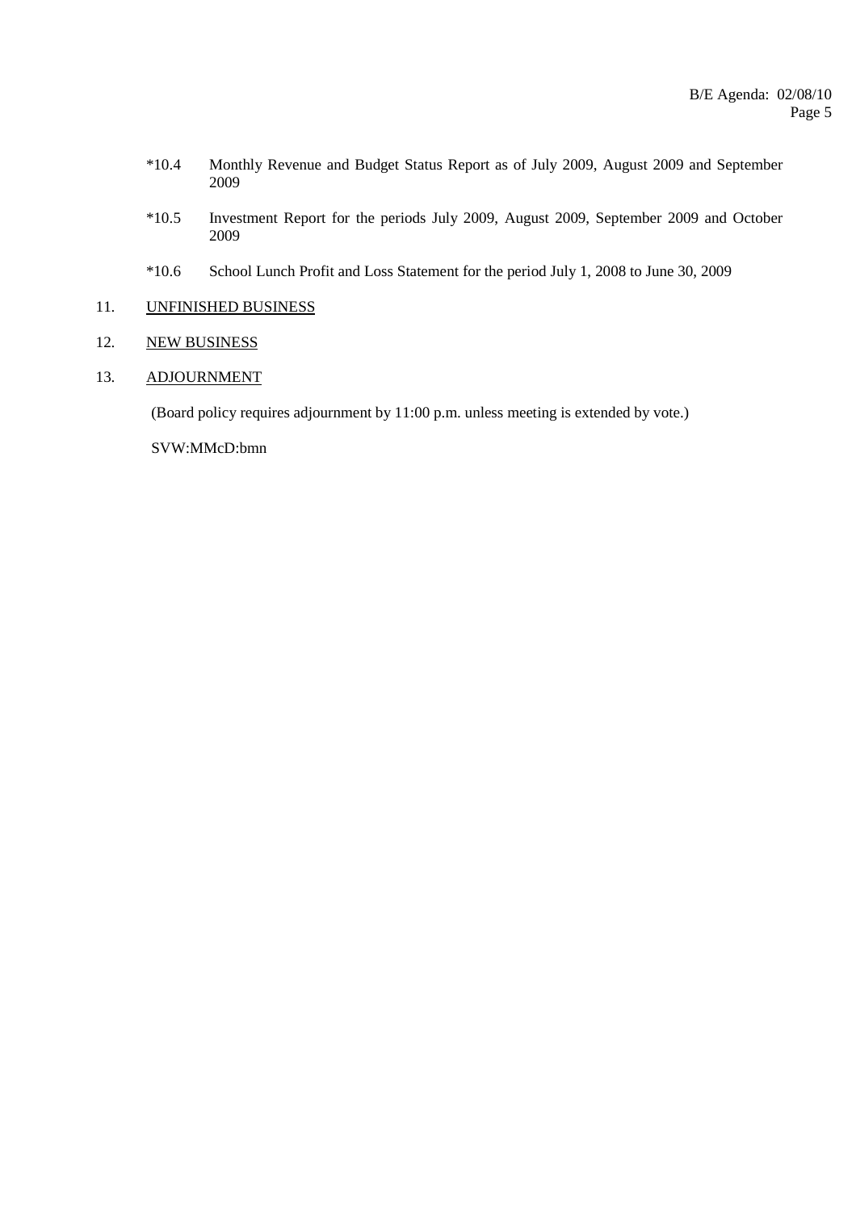*10.4 Monthly Revenue and Budget Status Report as of July 2009, August 2009 and September 2009

*10.5 Investment Report for the periods July 2009, August 2009, September 2009 and October 2009

*10.6 School Lunch Profit and Loss Statement for the period July 1, 2008 to June 30, 2009

11. <u>UNFINISHED BUSINESS</u>

12. <u>NEW BUSINESS</u>

13. <u>ADJOURNMENT</u>

(Board policy requires adjournment by 11:00 p.m. unless meeting is extended by vote.)

SVW:MMcD:bmn